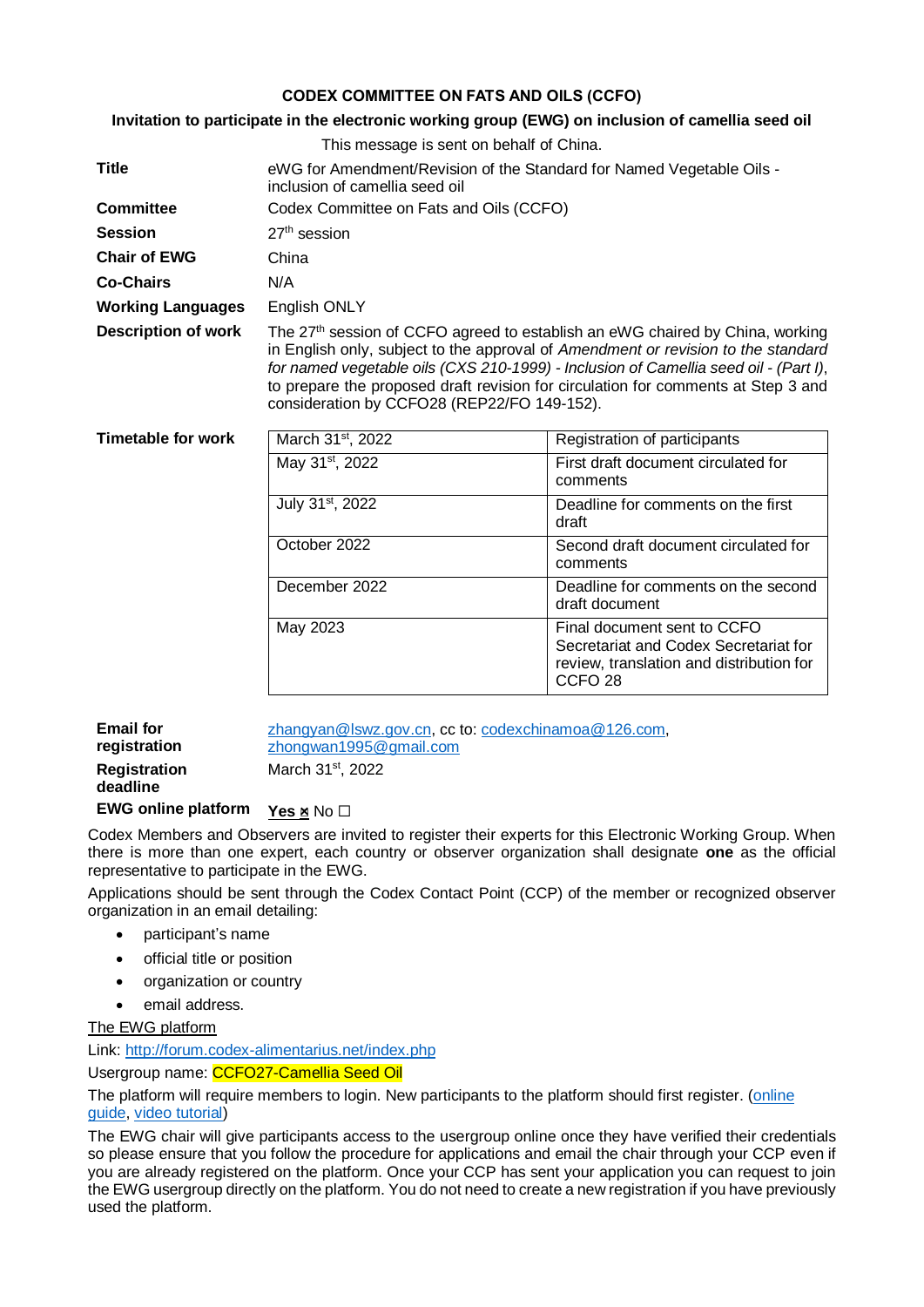**CODEX COMMITTEE ON FATS AND OILS (CCFO)**

**Invitation to participate in the electronic working group (EWG) on inclusion of camellia seed oil**

This message is sent on behalf of China.

| | |
|---|---|
| **Title** | eWG for Amendment/Revision of the Standard for Named Vegetable Oils - inclusion of camellia seed oil |
| **Committee** | Codex Committee on Fats and Oils (CCFO) |
| **Session** | 27th session |
| **Chair of EWG** | China |
| **Co-Chairs** | N/A |
| **Working Languages** | English ONLY |
| **Description of work** | The 27th session of CCFO agreed to establish an eWG chaired by China, working in English only, subject to the approval of *Amendment or revision to the standard for named vegetable oils (CXS 210-1999) - Inclusion of Camellia seed oil - (Part I)*, to prepare the proposed draft revision for circulation for comments at Step 3 and consideration by CCFO28 (REP22/FO 149-152). |

**Timetable for work**

| | |
|---|---|
| March 31st, 2022 | Registration of participants |
| May 31st, 2022 | First draft document circulated for comments |
| July 31st, 2022 | Deadline for comments on the first draft |
| October 2022 | Second draft document circulated for comments |
| December 2022 | Deadline for comments on the second draft document |
| May 2023 | Final document sent to CCFO Secretariat and Codex Secretariat for review, translation and distribution for CCFO 28 |

| | |
|---|---|
| **Email for registration** | zhangyan@lswz.gov.cn, cc to: codexchinamoa@126.com, zhongwan1995@gmail.com |
| **Registration deadline** | March 31st, 2022 |
| **EWG online platform** | **Yes** ☒ No ☐ |

Codex Members and Observers are invited to register their experts for this Electronic Working Group. When there is more than one expert, each country or observer organization shall designate **one** as the official representative to participate in the EWG.

Applications should be sent through the Codex Contact Point (CCP) of the member or recognized observer organization in an email detailing:

- participant's name
- official title or position
- organization or country
- email address.

The EWG platform

Link: http://forum.codex-alimentarius.net/index.php

Usergroup name: CCFO27-Camellia Seed Oil

The platform will require members to login. New participants to the platform should first register. (online guide, video tutorial)

The EWG chair will give participants access to the usergroup online once they have verified their credentials so please ensure that you follow the procedure for applications and email the chair through your CCP even if you are already registered on the platform. Once your CCP has sent your application you can request to join the EWG usergroup directly on the platform. You do not need to create a new registration if you have previously used the platform.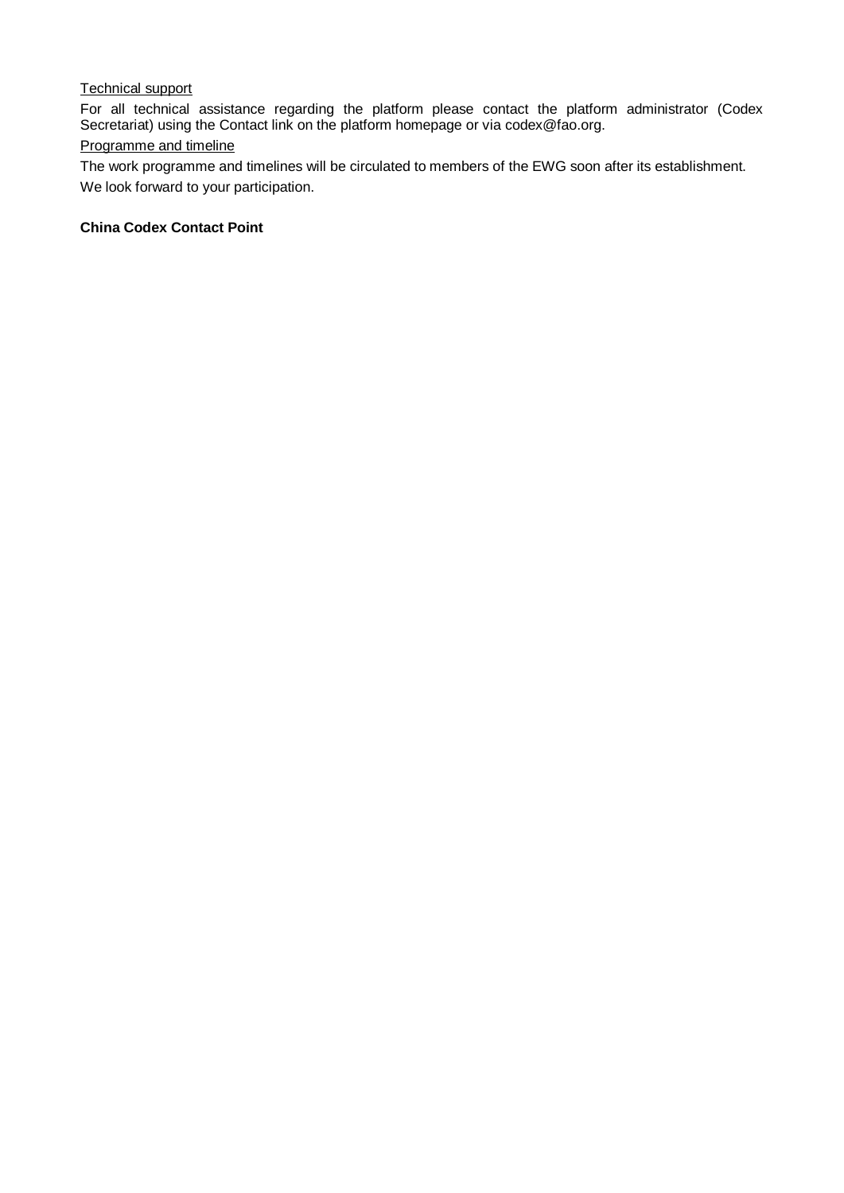<u>Technical support</u>

For all technical assistance regarding the platform please contact the platform administrator (Codex Secretariat) using the Contact link on the platform homepage or via codex@fao.org.

<u>Programme and timeline</u>

The work programme and timelines will be circulated to members of the EWG soon after its establishment.

We look forward to your participation.

**China Codex Contact Point**